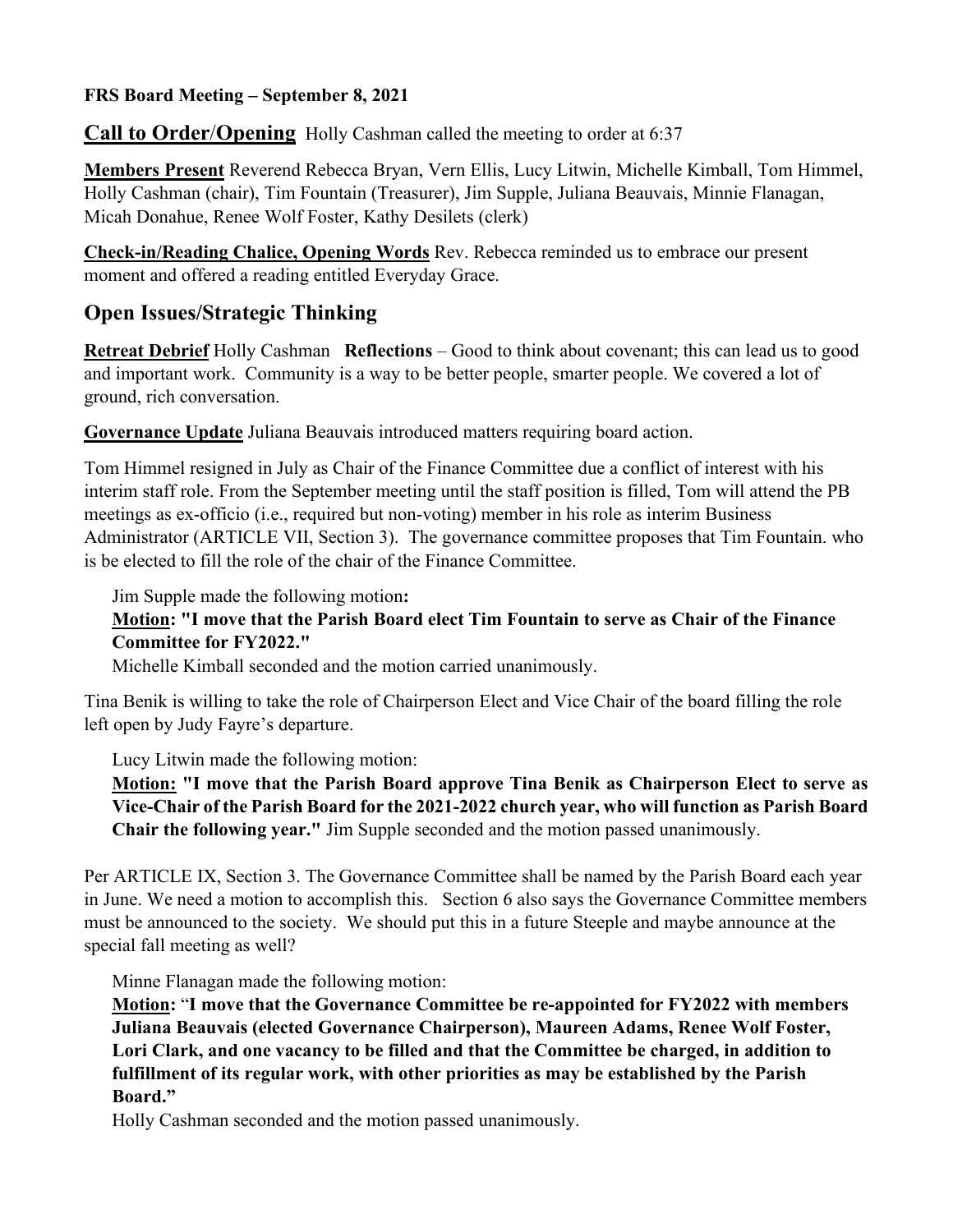**FRS Board Meeting – September 8, 2021**

## Call to Order/Opening

Holly Cashman called the meeting to order at 6:37

**Members Present** Reverend Rebecca Bryan, Vern Ellis, Lucy Litwin, Michelle Kimball, Tom Himmel, Holly Cashman (chair), Tim Fountain (Treasurer), Jim Supple, Juliana Beauvais, Minnie Flanagan, Micah Donahue, Renee Wolf Foster, Kathy Desilets (clerk)

**Check-in/Reading Chalice, Opening Words** Rev. Rebecca reminded us to embrace our present moment and offered a reading entitled Everyday Grace.

## Open Issues/Strategic Thinking

**Retreat Debrief** Holly Cashman **Reflections** – Good to think about covenant; this can lead us to good and important work. Community is a way to be better people, smarter people. We covered a lot of ground, rich conversation.

**Governance Update** Juliana Beauvais introduced matters requiring board action.

Tom Himmel resigned in July as Chair of the Finance Committee due a conflict of interest with his interim staff role. From the September meeting until the staff position is filled, Tom will attend the PB meetings as ex-officio (i.e., required but non-voting) member in his role as interim Business Administrator (ARTICLE VII, Section 3). The governance committee proposes that Tim Fountain. who is be elected to fill the role of the chair of the Finance Committee.

Jim Supple made the following motion**:**

**Motion: "I move that the Parish Board elect Tim Fountain to serve as Chair of the Finance Committee for FY2022."**

Michelle Kimball seconded and the motion carried unanimously.

Tina Benik is willing to take the role of Chairperson Elect and Vice Chair of the board filling the role left open by Judy Fayre's departure.

Lucy Litwin made the following motion:

**Motion: "I move that the Parish Board approve Tina Benik as Chairperson Elect to serve as Vice-Chair of the Parish Board for the 2021-2022 church year, who will function as Parish Board Chair the following year."** Jim Supple seconded and the motion passed unanimously.

Per ARTICLE IX, Section 3. The Governance Committee shall be named by the Parish Board each year in June. We need a motion to accomplish this. Section 6 also says the Governance Committee members must be announced to the society. We should put this in a future Steeple and maybe announce at the special fall meeting as well?

Minne Flanagan made the following motion:

**Motion: "I move that the Governance Committee be re-appointed for FY2022 with members Juliana Beauvais (elected Governance Chairperson), Maureen Adams, Renee Wolf Foster, Lori Clark, and one vacancy to be filled and that the Committee be charged, in addition to fulfillment of its regular work, with other priorities as may be established by the Parish Board."**

Holly Cashman seconded and the motion passed unanimously.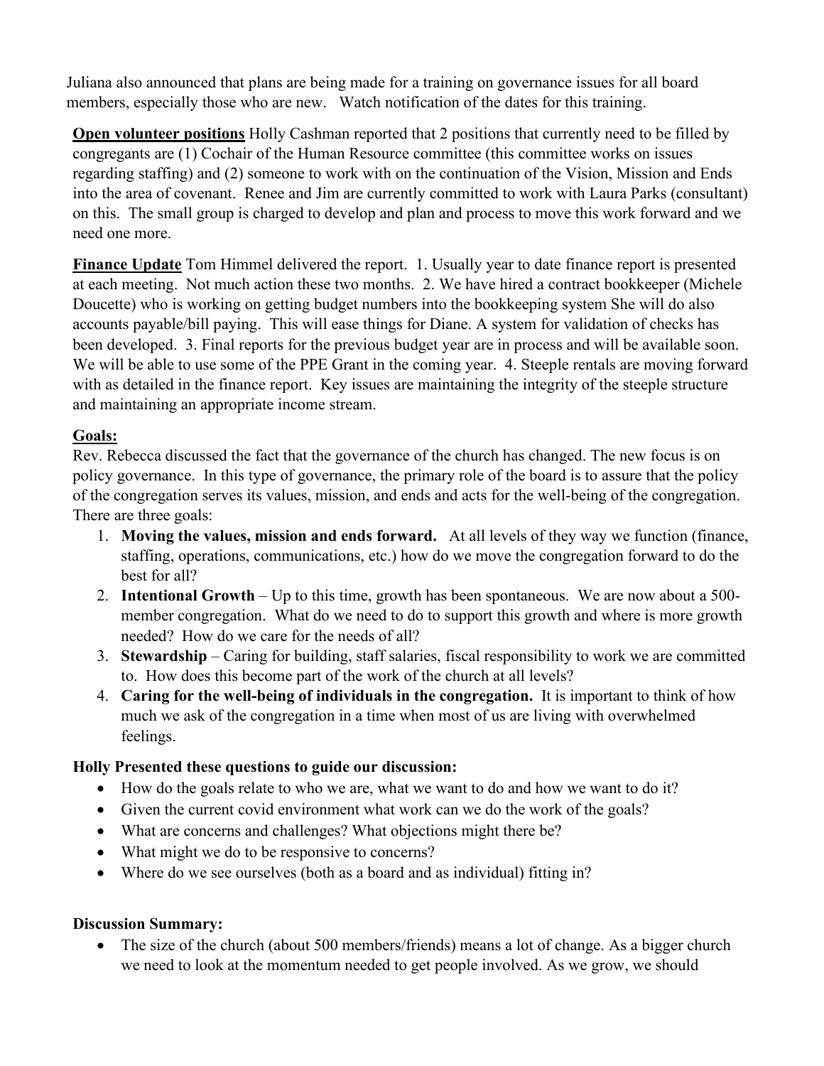Juliana also announced that plans are being made for a training on governance issues for all board members, especially those who are new. Watch notification of the dates for this training.

**Open volunteer positions** Holly Cashman reported that 2 positions that currently need to be filled by congregants are (1) Cochair of the Human Resource committee (this committee works on issues regarding staffing) and (2) someone to work with on the continuation of the Vision, Mission and Ends into the area of covenant. Renee and Jim are currently committed to work with Laura Parks (consultant) on this. The small group is charged to develop and plan and process to move this work forward and we need one more.

**Finance Update** Tom Himmel delivered the report. 1. Usually year to date finance report is presented at each meeting. Not much action these two months. 2. We have hired a contract bookkeeper (Michele Doucette) who is working on getting budget numbers into the bookkeeping system She will do also accounts payable/bill paying. This will ease things for Diane. A system for validation of checks has been developed. 3. Final reports for the previous budget year are in process and will be available soon. We will be able to use some of the PPE Grant in the coming year. 4. Steeple rentals are moving forward with as detailed in the finance report. Key issues are maintaining the integrity of the steeple structure and maintaining an appropriate income stream.

**Goals:**

Rev. Rebecca discussed the fact that the governance of the church has changed. The new focus is on policy governance. In this type of governance, the primary role of the board is to assure that the policy of the congregation serves its values, mission, and ends and acts for the well-being of the congregation. There are three goals:

1. **Moving the values, mission and ends forward.** At all levels of they way we function (finance, staffing, operations, communications, etc.) how do we move the congregation forward to do the best for all?
2. **Intentional Growth** – Up to this time, growth has been spontaneous. We are now about a 500-member congregation. What do we need to do to support this growth and where is more growth needed? How do we care for the needs of all?
3. **Stewardship** – Caring for building, staff salaries, fiscal responsibility to work we are committed to. How does this become part of the work of the church at all levels?
4. **Caring for the well-being of individuals in the congregation.** It is important to think of how much we ask of the congregation in a time when most of us are living with overwhelmed feelings.

**Holly Presented these questions to guide our discussion:**

- How do the goals relate to who we are, what we want to do and how we want to do it?
- Given the current covid environment what work can we do the work of the goals?
- What are concerns and challenges? What objections might there be?
- What might we do to be responsive to concerns?
- Where do we see ourselves (both as a board and as individual) fitting in?

**Discussion Summary:**

- The size of the church (about 500 members/friends) means a lot of change. As a bigger church we need to look at the momentum needed to get people involved. As we grow, we should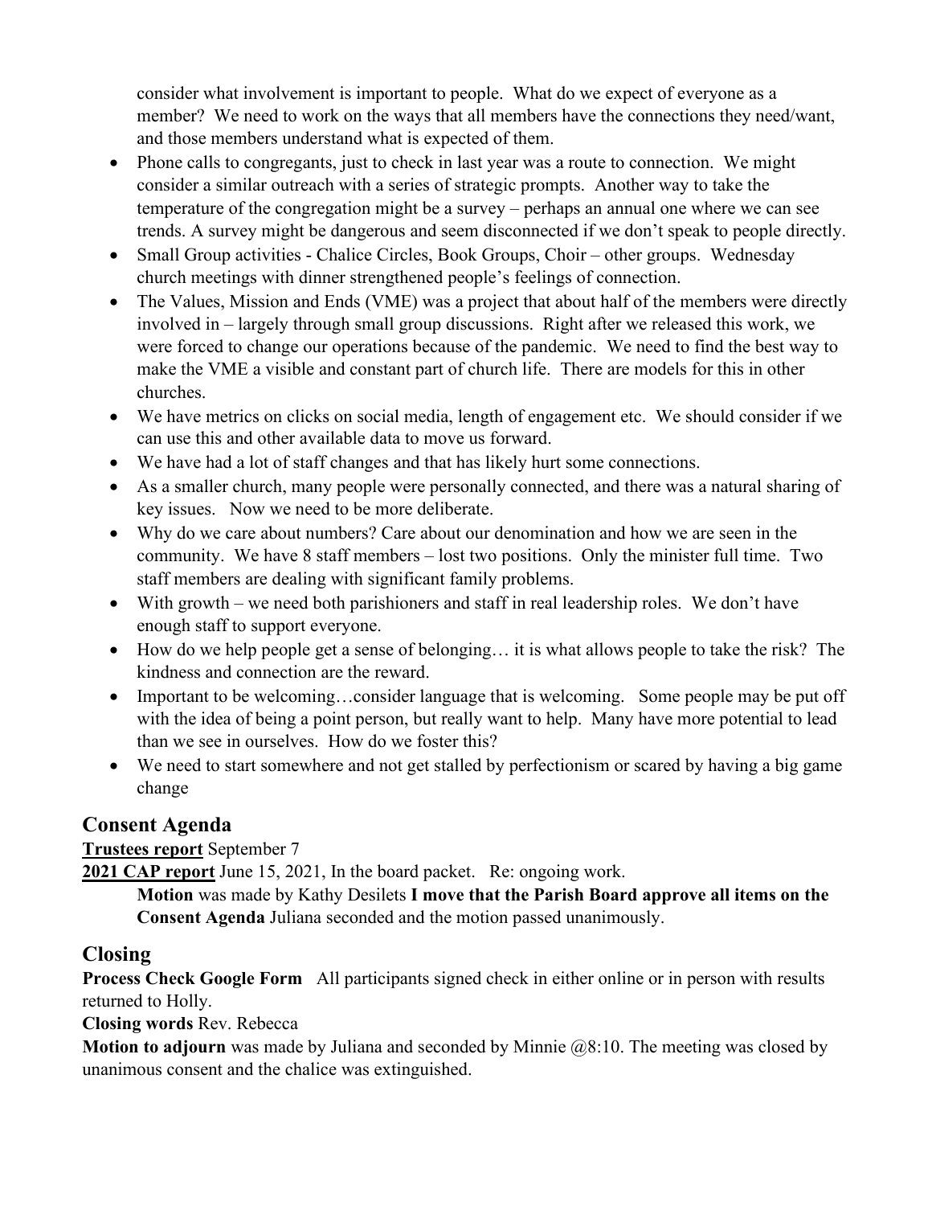consider what involvement is important to people. What do we expect of everyone as a member? We need to work on the ways that all members have the connections they need/want, and those members understand what is expected of them.

- Phone calls to congregants, just to check in last year was a route to connection. We might consider a similar outreach with a series of strategic prompts. Another way to take the temperature of the congregation might be a survey – perhaps an annual one where we can see trends. A survey might be dangerous and seem disconnected if we don't speak to people directly.
- Small Group activities - Chalice Circles, Book Groups, Choir – other groups. Wednesday church meetings with dinner strengthened people's feelings of connection.
- The Values, Mission and Ends (VME) was a project that about half of the members were directly involved in – largely through small group discussions. Right after we released this work, we were forced to change our operations because of the pandemic. We need to find the best way to make the VME a visible and constant part of church life. There are models for this in other churches.
- We have metrics on clicks on social media, length of engagement etc. We should consider if we can use this and other available data to move us forward.
- We have had a lot of staff changes and that has likely hurt some connections.
- As a smaller church, many people were personally connected, and there was a natural sharing of key issues. Now we need to be more deliberate.
- Why do we care about numbers? Care about our denomination and how we are seen in the community. We have 8 staff members – lost two positions. Only the minister full time. Two staff members are dealing with significant family problems.
- With growth – we need both parishioners and staff in real leadership roles. We don't have enough staff to support everyone.
- How do we help people get a sense of belonging… it is what allows people to take the risk? The kindness and connection are the reward.
- Important to be welcoming…consider language that is welcoming. Some people may be put off with the idea of being a point person, but really want to help. Many have more potential to lead than we see in ourselves. How do we foster this?
- We need to start somewhere and not get stalled by perfectionism or scared by having a big game change

## Consent Agenda

**Trustees report** September 7

**2021 CAP report** June 15, 2021, In the board packet. Re: ongoing work.

> **Motion** was made by Kathy Desilets **I move that the Parish Board approve all items on the Consent Agenda** Juliana seconded and the motion passed unanimously.

## Closing

**Process Check Google Form** All participants signed check in either online or in person with results returned to Holly.

**Closing words** Rev. Rebecca

**Motion to adjourn** was made by Juliana and seconded by Minnie @8:10. The meeting was closed by unanimous consent and the chalice was extinguished.